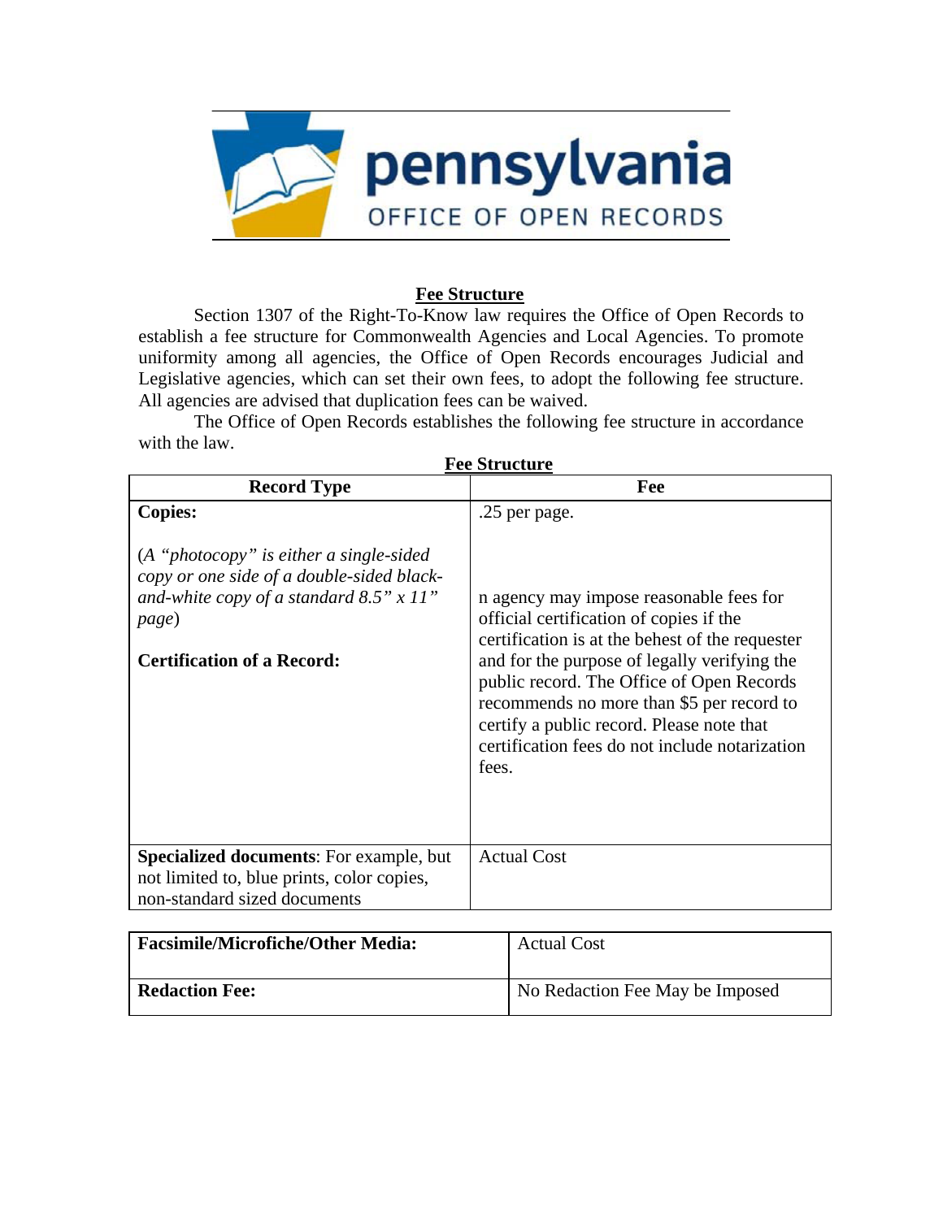pennsylvania
OFFICE OF OPEN RECORDS

## Fee Structure

Section 1307 of the Right-To-Know law requires the Office of Open Records to establish a fee structure for Commonwealth Agencies and Local Agencies. To promote uniformity among all agencies, the Office of Open Records encourages Judicial and Legislative agencies, which can set their own fees, to adopt the following fee structure. All agencies are advised that duplication fees can be waived.

The Office of Open Records establishes the following fee structure in accordance with the law.

**Fee Structure**

| Record Type | Fee |
|---|---|
| **Copies:**<br><br>(*A "photocopy" is either a single-sided copy or one side of a double-sided black-and-white copy of a standard 8.5" x 11" page*) | .25 per page. |
| **Certification of a Record:** | n agency may impose reasonable fees for official certification of copies if the certification is at the behest of the requester and for the purpose of legally verifying the public record. The Office of Open Records recommends no more than $5 per record to certify a public record. Please note that certification fees do not include notarization fees. |
| **Specialized documents**: For example, but not limited to, blue prints, color copies, non-standard sized documents | Actual Cost |
| **Facsimile/Microfiche/Other Media:** | Actual Cost |
| **Redaction Fee:** | No Redaction Fee May be Imposed |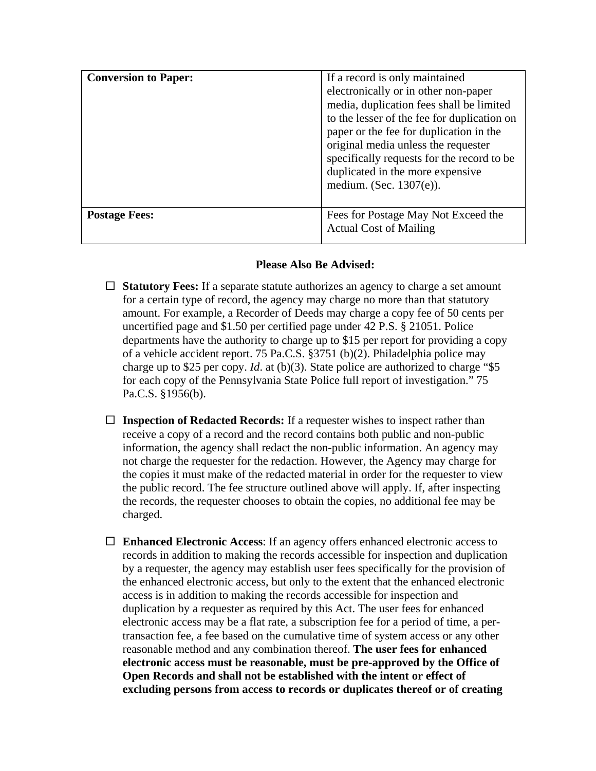| | |
|---|---|
| **Conversion to Paper:** | If a record is only maintained electronically or in other non-paper media, duplication fees shall be limited to the lesser of the fee for duplication on paper or the fee for duplication in the original media unless the requester specifically requests for the record to be duplicated in the more expensive medium. (Sec. 1307(e)). |
| **Postage Fees:** | Fees for Postage May Not Exceed the Actual Cost of Mailing |

**Please Also Be Advised:**

- ☐ **Statutory Fees:** If a separate statute authorizes an agency to charge a set amount for a certain type of record, the agency may charge no more than that statutory amount. For example, a Recorder of Deeds may charge a copy fee of 50 cents per uncertified page and $1.50 per certified page under 42 P.S. § 21051. Police departments have the authority to charge up to $15 per report for providing a copy of a vehicle accident report. 75 Pa.C.S. §3751 (b)(2). Philadelphia police may charge up to $25 per copy. *Id*. at (b)(3). State police are authorized to charge "$5 for each copy of the Pennsylvania State Police full report of investigation." 75 Pa.C.S. §1956(b).

- ☐ **Inspection of Redacted Records:** If a requester wishes to inspect rather than receive a copy of a record and the record contains both public and non-public information, the agency shall redact the non-public information. An agency may not charge the requester for the redaction. However, the Agency may charge for the copies it must make of the redacted material in order for the requester to view the public record. The fee structure outlined above will apply. If, after inspecting the records, the requester chooses to obtain the copies, no additional fee may be charged.

- ☐ **Enhanced Electronic Access**: If an agency offers enhanced electronic access to records in addition to making the records accessible for inspection and duplication by a requester, the agency may establish user fees specifically for the provision of the enhanced electronic access, but only to the extent that the enhanced electronic access is in addition to making the records accessible for inspection and duplication by a requester as required by this Act. The user fees for enhanced electronic access may be a flat rate, a subscription fee for a period of time, a per-transaction fee, a fee based on the cumulative time of system access or any other reasonable method and any combination thereof. **The user fees for enhanced electronic access must be reasonable, must be pre-approved by the Office of Open Records and shall not be established with the intent or effect of excluding persons from access to records or duplicates thereof or of creating**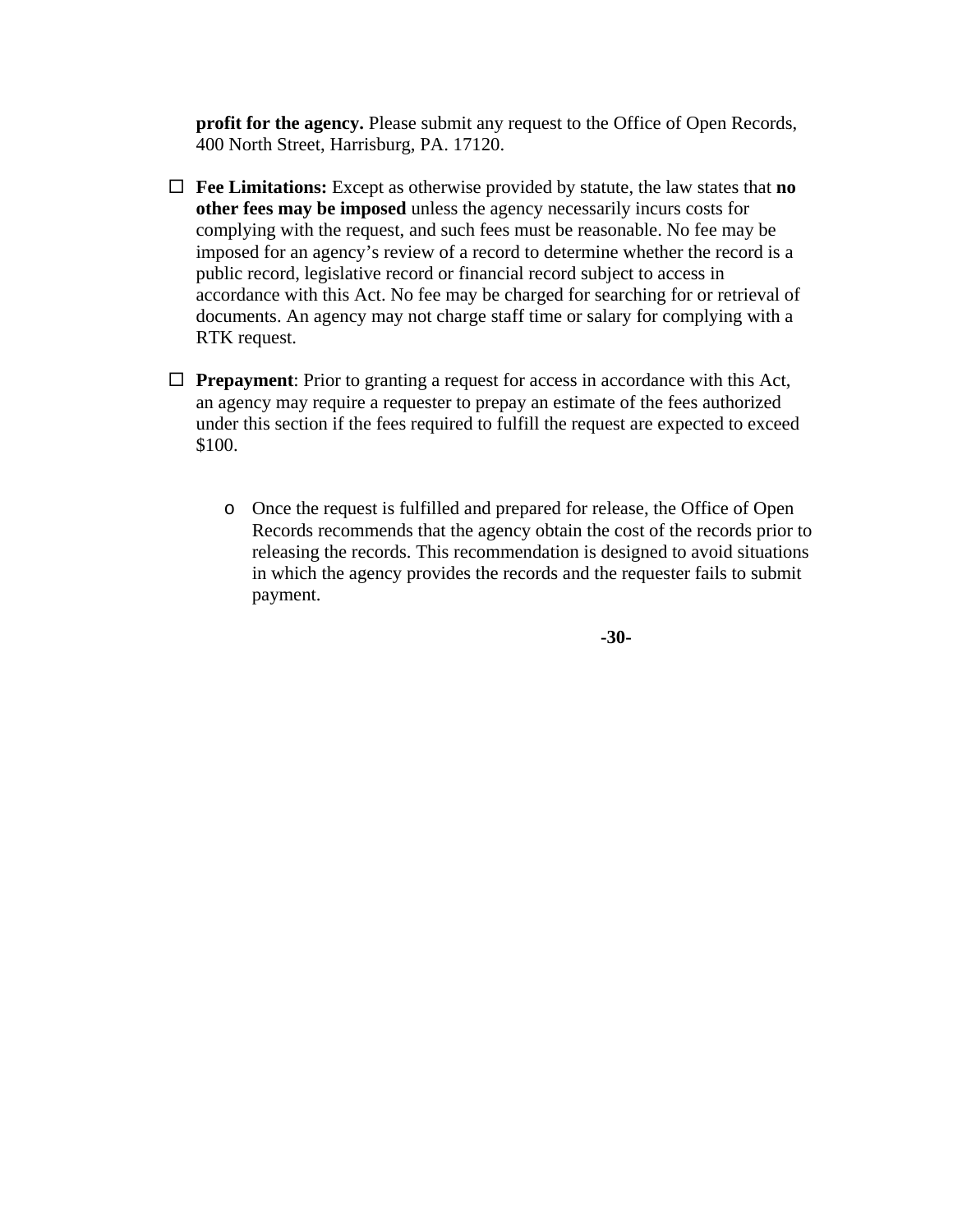**profit for the agency.** Please submit any request to the Office of Open Records, 400 North Street, Harrisburg, PA. 17120.

- **Fee Limitations:** Except as otherwise provided by statute, the law states that **no other fees may be imposed** unless the agency necessarily incurs costs for complying with the request, and such fees must be reasonable. No fee may be imposed for an agency's review of a record to determine whether the record is a public record, legislative record or financial record subject to access in accordance with this Act. No fee may be charged for searching for or retrieval of documents. An agency may not charge staff time or salary for complying with a RTK request.

- **Prepayment**: Prior to granting a request for access in accordance with this Act, an agency may require a requester to prepay an estimate of the fees authorized under this section if the fees required to fulfill the request are expected to exceed $100.

  - Once the request is fulfilled and prepared for release, the Office of Open Records recommends that the agency obtain the cost of the records prior to releasing the records. This recommendation is designed to avoid situations in which the agency provides the records and the requester fails to submit payment.

**-30-**